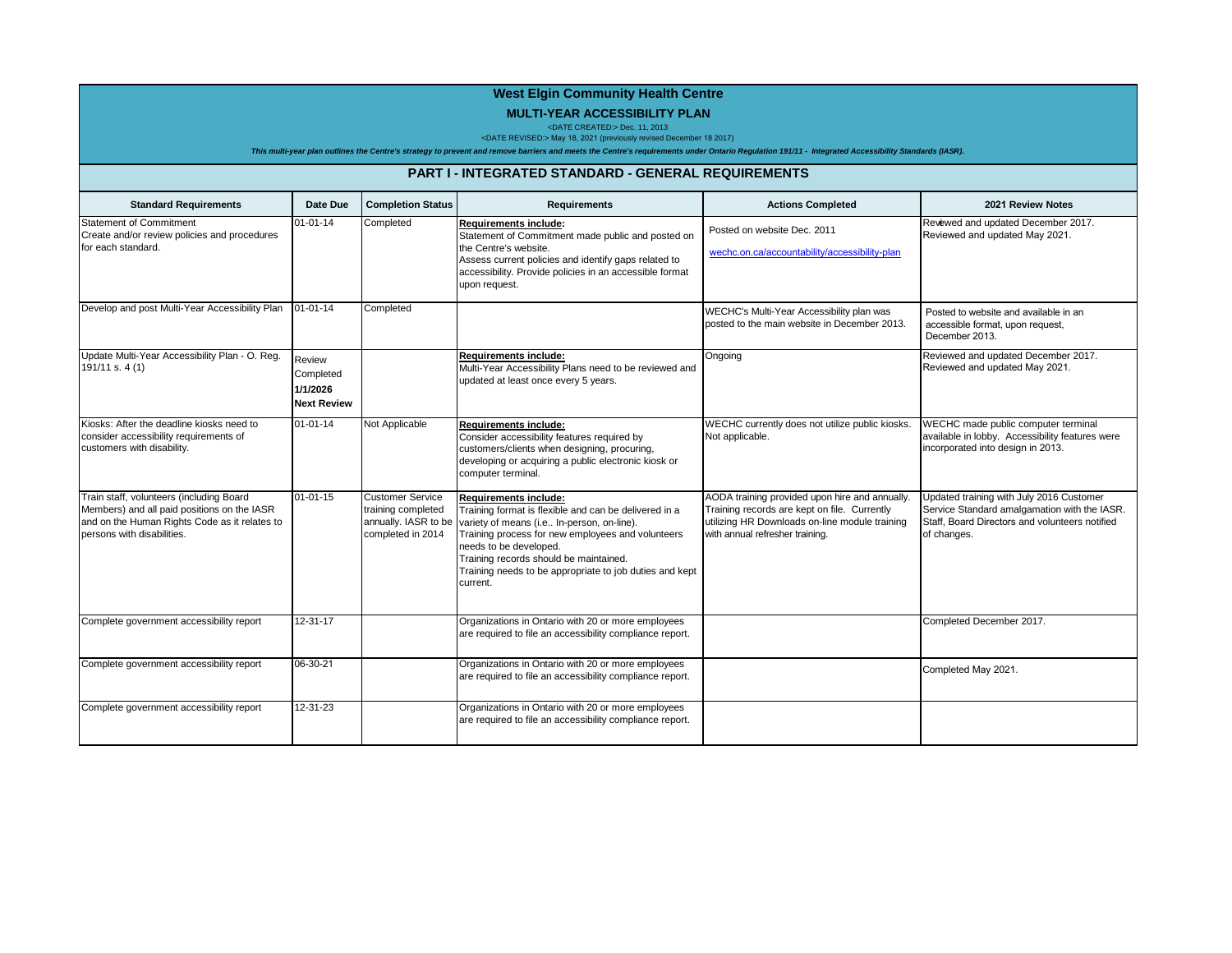# West Elgin Community Health Centre

## MULTI-YEAR ACCESSIBILITY PLAN

<DATE CREATED:> Dec. 11, 2013

<DATE REVISED:> May 18, 2021 (previously revised December 18 2017)

*This multi-year plan outlines the Centre's strategy to prevent and remove barriers and meets the Centre's requirements under Ontario Regulation 191/11 - Integrated Accessibility Standards (IASR).*

## PART I - INTEGRATED STANDARD - GENERAL REQUIREMENTS

| Standard Requirements | Date Due | Completion Status | Requirements | Actions Completed | 2021 Review Notes |
|---|---|---|---|---|---|
| Statement of Commitment<br>Create and/or review policies and procedures for each standard. | 01-01-14 | Completed | **Requirements include:**<br>Statement of Commitment made public and posted on the Centre's website.<br>Assess current policies and identify gaps related to accessibility. Provide policies in an accessible format upon request. | Posted on website Dec. 2011<br>wechc.on.ca/accountability/accessibility-plan | Reviewed and updated December 2017.<br>Reviewed and updated May 2021. |
| Develop and post Multi-Year Accessibility Plan | 01-01-14 | Completed | | WECHC's Multi-Year Accessibility plan was posted to the main website in December 2013. | Posted to website and available in an accessible format, upon request, December 2013. |
| Update Multi-Year Accessibility Plan - O. Reg. 191/11 s. 4 (1) | Review Completed<br>**1/1/2026**<br>**Next Review** | | **Requirements include:**<br>Multi-Year Accessibility Plans need to be reviewed and updated at least once every 5 years. | Ongoing | Reviewed and updated December 2017.<br>Reviewed and updated May 2021. |
| Kiosks: After the deadline kiosks need to consider accessibility requirements of customers with disability. | 01-01-14 | Not Applicable | **Requirements include:**<br>Consider accessibility features required by customers/clients when designing, procuring, developing or acquiring a public electronic kiosk or computer terminal. | WECHC currently does not utilize public kiosks. Not applicable. | WECHC made public computer terminal available in lobby. Accessibility features were incorporated into design in 2013. |
| Train staff, volunteers (including Board Members) and all paid positions on the IASR and on the Human Rights Code as it relates to persons with disabilities. | 01-01-15 | Customer Service training completed annually. IASR to be completed in 2014 | **Requirements include:**<br>Training format is flexible and can be delivered in a variety of means (i.e.. In-person, on-line).<br>Training process for new employees and volunteers needs to be developed.<br>Training records should be maintained.<br>Training needs to be appropriate to job duties and kept current. | AODA training provided upon hire and annually. Training records are kept on file. Currently utilizing HR Downloads on-line module training with annual refresher training. | Updated training with July 2016 Customer Service Standard amalgamation with the IASR. Staff, Board Directors and volunteers notified of changes. |
| Complete government accessibility report | 12-31-17 | | Organizations in Ontario with 20 or more employees are required to file an accessibility compliance report. | | Completed December 2017. |
| Complete government accessibility report | 06-30-21 | | Organizations in Ontario with 20 or more employees are required to file an accessibility compliance report. | | Completed May 2021. |
| Complete government accessibility report | 12-31-23 | | Organizations in Ontario with 20 or more employees are required to file an accessibility compliance report. | | |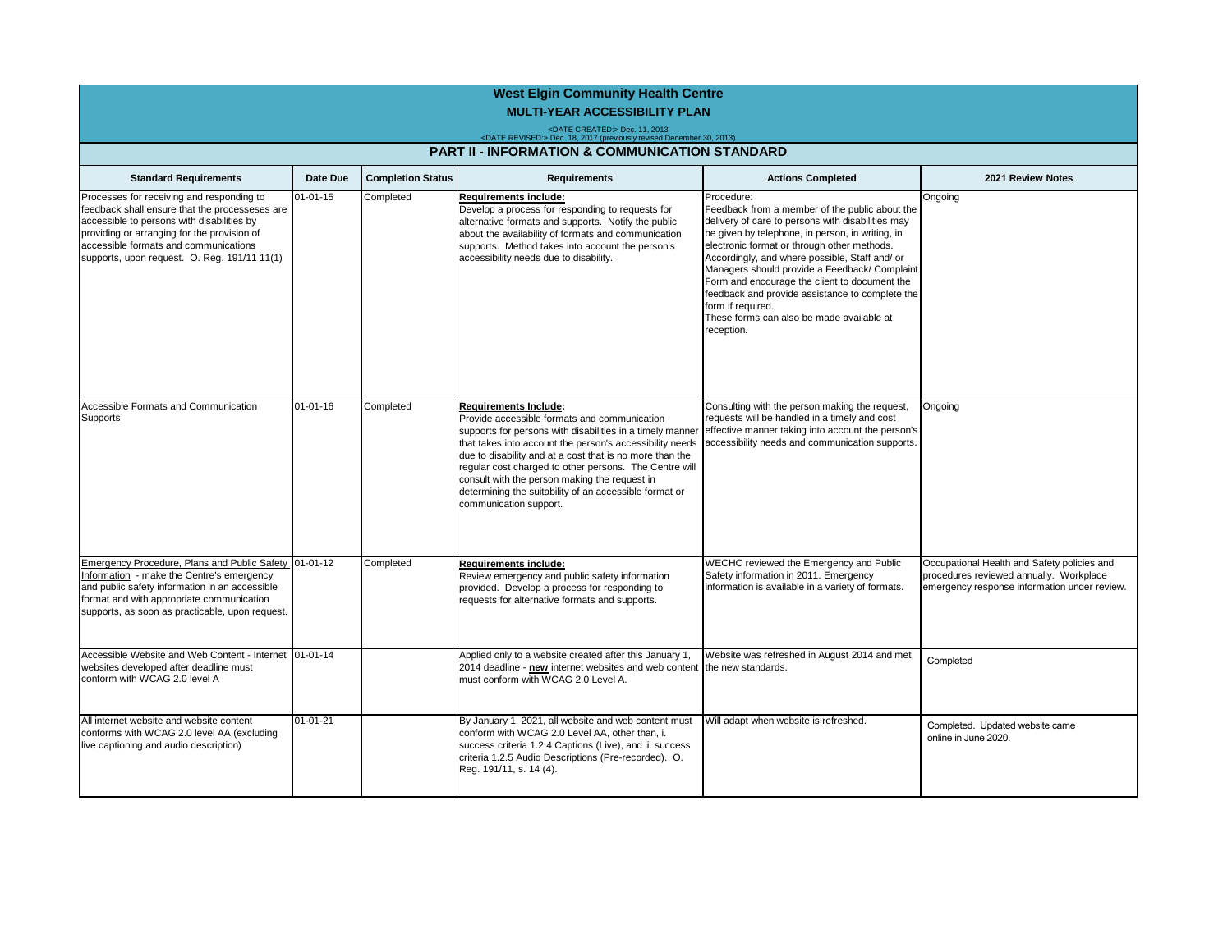# West Elgin Community Health Centre

## MULTI-YEAR ACCESSIBILITY PLAN

<DATE CREATED:> Dec. 11, 2013
<DATE REVISED:> Dec. 18, 2017 (previously revised December 30, 2013)

### PART II - INFORMATION & COMMUNICATION STANDARD

| Standard Requirements | Date Due | Completion Status | Requirements | Actions Completed | 2021 Review Notes |
|---|---|---|---|---|---|
| Processes for receiving and responding to feedback shall ensure that the processeses are accessible to persons with disabilities by providing or arranging for the provision of accessible formats and communications supports, upon request. O. Reg. 191/11 11(1) | 01-01-15 | Completed | **Requirements include:** Develop a process for responding to requests for alternative formats and supports. Notify the public about the availability of formats and communication supports. Method takes into account the person's accessibility needs due to disability. | Procedure: Feedback from a member of the public about the delivery of care to persons with disabilities may be given by telephone, in person, in writing, in electronic format or through other methods. Accordingly, and where possible, Staff and/ or Managers should provide a Feedback/ Complaint Form and encourage the client to document the feedback and provide assistance to complete the form if required. These forms can also be made available at reception. | Ongoing |
| Accessible Formats and Communication Supports | 01-01-16 | Completed | **Requirements Include:** Provide accessible formats and communication supports for persons with disabilities in a timely manner that takes into account the person's accessibility needs due to disability and at a cost that is no more than the regular cost charged to other persons. The Centre will consult with the person making the request in determining the suitability of an accessible format or communication support. | Consulting with the person making the request, requests will be handled in a timely and cost effective manner taking into account the person's accessibility needs and communication supports. | Ongoing |
| Emergency Procedure, Plans and Public Safety Information - make the Centre's emergency and public safety information in an accessible format and with appropriate communication supports, as soon as practicable, upon request. | 01-01-12 | Completed | **Requirements include:** Review emergency and public safety information provided. Develop a process for responding to requests for alternative formats and supports. | WECHC reviewed the Emergency and Public Safety information in 2011. Emergency information is available in a variety of formats. | Occupational Health and Safety policies and procedures reviewed annually. Workplace emergency response information under review. |
| Accessible Website and Web Content - Internet websites developed after deadline must conform with WCAG 2.0 level A | 01-01-14 | | Applied only to a website created after this January 1, 2014 deadline - **new** internet websites and web content must conform with WCAG 2.0 Level A. | Website was refreshed in August 2014 and met the new standards. | Completed |
| All internet website and website content conforms with WCAG 2.0 level AA (excluding live captioning and audio description) | 01-01-21 | | By January 1, 2021, all website and web content must conform with WCAG 2.0 Level AA, other than, i. success criteria 1.2.4 Captions (Live), and ii. success criteria 1.2.5 Audio Descriptions (Pre-recorded). O. Reg. 191/11, s. 14 (4). | Will adapt when website is refreshed. | Completed. Updated website came online in June 2020. |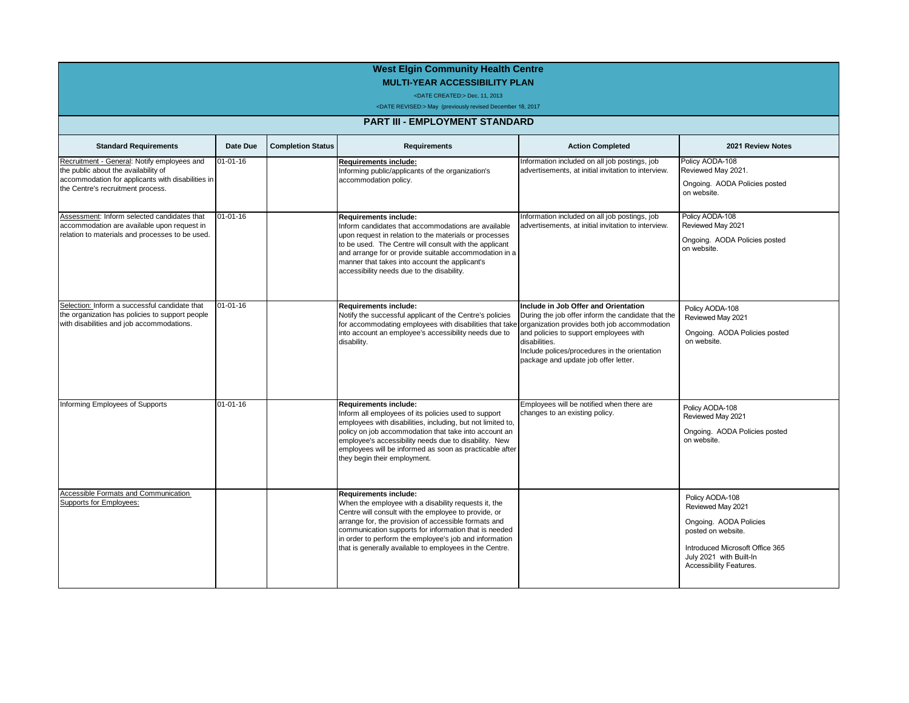# West Elgin Community Health Centre

## MULTI-YEAR ACCESSIBILITY PLAN

<DATE CREATED:> Dec. 11, 2013

<DATE REVISED:> May (previously revised December 18, 2017

### PART III - EMPLOYMENT STANDARD

| Standard Requirements | Date Due | Completion Status | Requirements | Action Completed | 2021 Review Notes |
|---|---|---|---|---|---|
| Recruitment - General: Notify employees and the public about the availability of accommodation for applicants with disabilities in the Centre's recruitment process. | 01-01-16 | | **Requirements include:** Informing public/applicants of the organization's accommodation policy. | Information included on all job postings, job advertisements, at initial invitation to interview. | Policy AODA-108 Reviewed May 2021. Ongoing. AODA Policies posted on website. |
| Assessment: Inform selected candidates that accommodation are available upon request in relation to materials and processes to be used. | 01-01-16 | | **Requirements include:** Inform candidates that accommodations are available upon request in relation to the materials or processes to be used. The Centre will consult with the applicant and arrange for or provide suitable accommodation in a manner that takes into account the applicant's accessibility needs due to the disability. | Information included on all job postings, job advertisements, at initial invitation to interview. | Policy AODA-108 Reviewed May 2021 Ongoing. AODA Policies posted on website. |
| Selection: Inform a successful candidate that the organization has policies to support people with disabilities and job accommodations. | 01-01-16 | | **Requirements include:** Notify the successful applicant of the Centre's policies for accommodating employees with disabilities that take into account an employee's accessibility needs due to disability. | **Include in Job Offer and Orientation** During the job offer inform the candidate that the organization provides both job accommodation and policies to support employees with disabilities. Include polices/procedures in the orientation package and update job offer letter. | Policy AODA-108 Reviewed May 2021 Ongoing. AODA Policies posted on website. |
| Informing Employees of Supports | 01-01-16 | | **Requirements include:** Inform all employees of its policies used to support employees with disabilities, including, but not limited to, policy on job accommodation that take into account an employee's accessibility needs due to disability. New employees will be informed as soon as practicable after they begin their employment. | Employees will be notified when there are changes to an existing policy. | Policy AODA-108 Reviewed May 2021 Ongoing. AODA Policies posted on website. |
| Accessible Formats and Communication Supports for Employees: | | | **Requirements include:** When the employee with a disability requests it, the Centre will consult with the employee to provide, or arrange for, the provision of accessible formats and communication supports for information that is needed in order to perform the employee's job and information that is generally available to employees in the Centre. | | Policy AODA-108 Reviewed May 2021 Ongoing. AODA Policies posted on website. Introduced Microsoft Office 365 July 2021 with Built-In Accessibility Features. |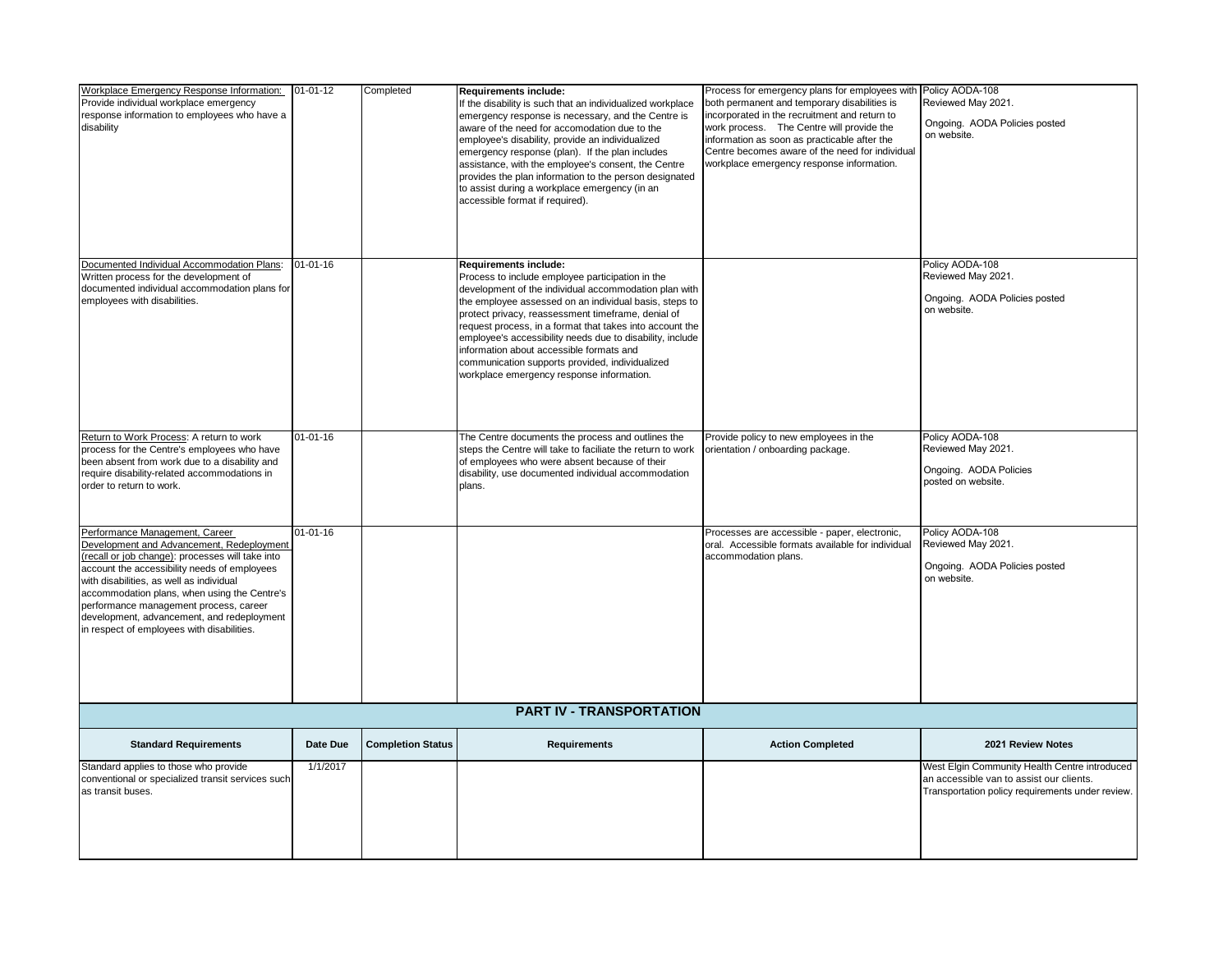| | | | | | |
|---|---|---|---|---|---|
| Workplace Emergency Response Information: Provide individual workplace emergency response information to employees who have a disability | 01-01-12 | Completed | **Requirements include:** If the disability is such that an individualized workplace emergency response is necessary, and the Centre is aware of the need for accomodation due to the employee's disability, provide an individualized emergency response (plan). If the plan includes assistance, with the employee's consent, the Centre provides the plan information to the person designated to assist during a workplace emergency (in an accessible format if required). | Process for emergency plans for employees with both permanent and temporary disabilities is incorporated in the recruitment and return to work process. The Centre will provide the information as soon as practicable after the Centre becomes aware of the need for individual workplace emergency response information. | Policy AODA-108 Reviewed May 2021. Ongoing. AODA Policies posted on website. |
| Documented Individual Accommodation Plans: Written process for the development of documented individual accommodation plans for employees with disabilities. | 01-01-16 | | **Requirements include:** Process to include employee participation in the development of the individual accommodation plan with the employee assessed on an individual basis, steps to protect privacy, reassessment timeframe, denial of request process, in a format that takes into account the employee's accessibility needs due to disability, include information about accessible formats and communication supports provided, individualized workplace emergency response information. | | Policy AODA-108 Reviewed May 2021. Ongoing. AODA Policies posted on website. |
| Return to Work Process: A return to work process for the Centre's employees who have been absent from work due to a disability and require disability-related accommodations in order to return to work. | 01-01-16 | | The Centre documents the process and outlines the steps the Centre will take to faciliate the return to work of employees who were absent because of their disability, use documented individual accommodation plans. | Provide policy to new employees in the orientation / onboarding package. | Policy AODA-108 Reviewed May 2021. Ongoing. AODA Policies posted on website. |
| Performance Management, Career Development and Advancement, Redeployment (recall or job change): processes will take into account the accessibility needs of employees with disabilities, as well as individual accommodation plans, when using the Centre's performance management process, career development, advancement, and redeployment in respect of employees with disabilities. | 01-01-16 | | | Processes are accessible - paper, electronic, oral. Accessible formats available for individual accommodation plans. | Policy AODA-108 Reviewed May 2021. Ongoing. AODA Policies posted on website. |
| **PART IV - TRANSPORTATION** | | | | | |
| **Standard Requirements** | **Date Due** | **Completion Status** | **Requirements** | **Action Completed** | **2021 Review Notes** |
| Standard applies to those who provide conventional or specialized transit services such as transit buses. | 1/1/2017 | | | | West Elgin Community Health Centre introduced an accessible van to assist our clients. Transportation policy requirements under review. |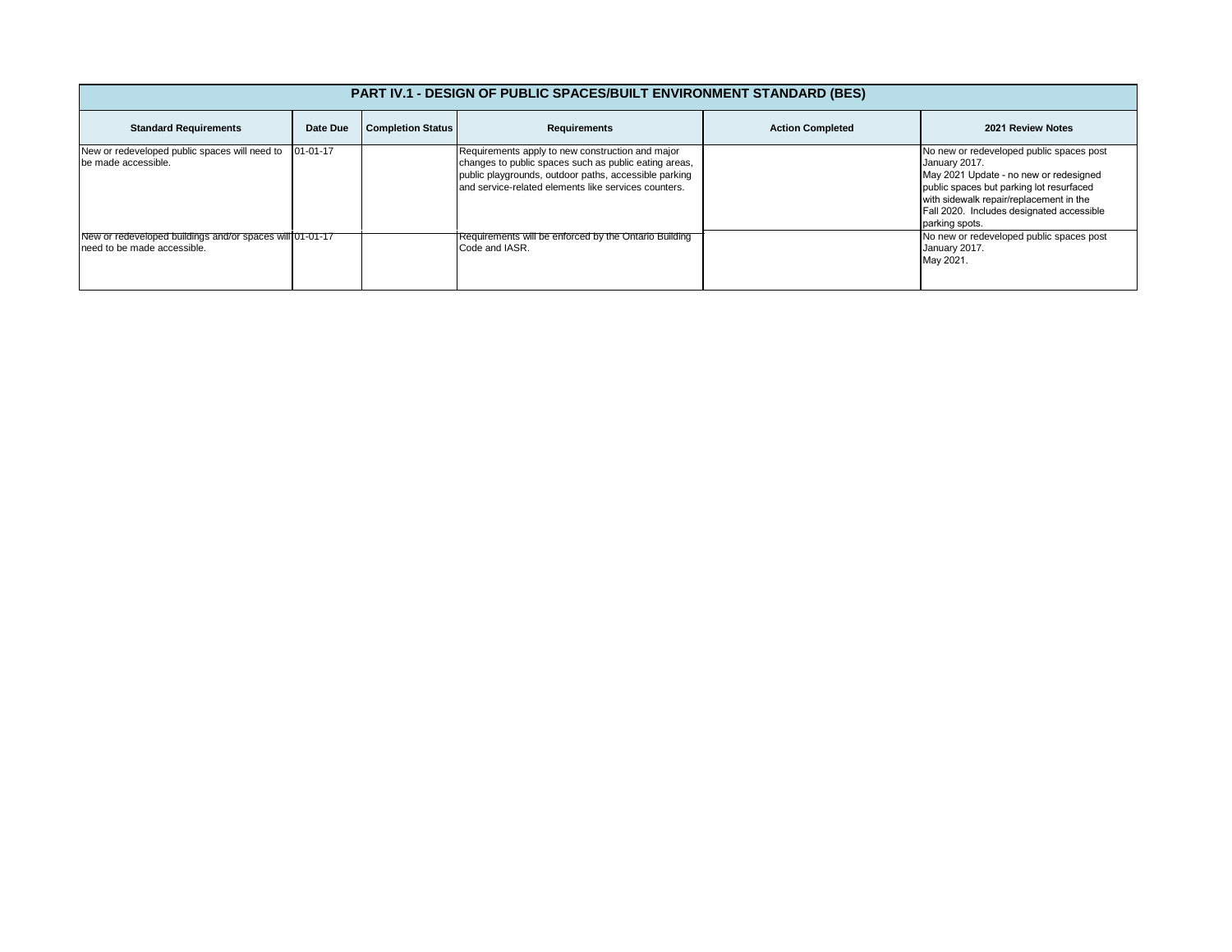| PART IV.1 - DESIGN OF PUBLIC SPACES/BUILT ENVIRONMENT STANDARD (BES) | | | | | |
|---|---|---|---|---|---|
| **Standard Requirements** | **Date Due** | **Completion Status** | **Requirements** | **Action Completed** | **2021 Review Notes** |
| New or redeveloped public spaces will need to be made accessible. | 01-01-17 | | Requirements apply to new construction and major changes to public spaces such as public eating areas, public playgrounds, outdoor paths, accessible parking and service-related elements like services counters. | | No new or redeveloped public spaces post January 2017. May 2021 Update - no new or redesigned public spaces but parking lot resurfaced with sidewalk repair/replacement in the Fall 2020. Includes designated accessible parking spots. |
| New or redeveloped buildings and/or spaces will need to be made accessible. | 01-01-17 | | Requirements will be enforced by the Ontario Building Code and IASR. | | No new or redeveloped public spaces post January 2017. May 2021. |